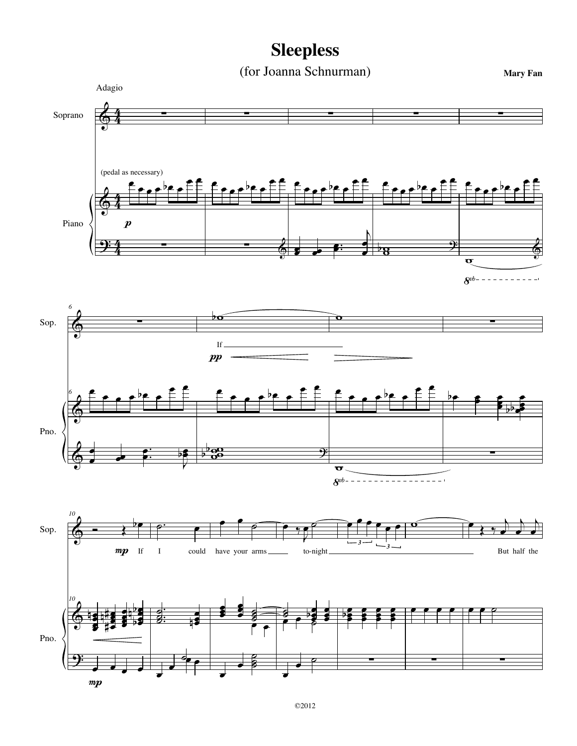# Sleepless

(for Joanna Schnurman)

**Mary Fan**

Adagio

©2012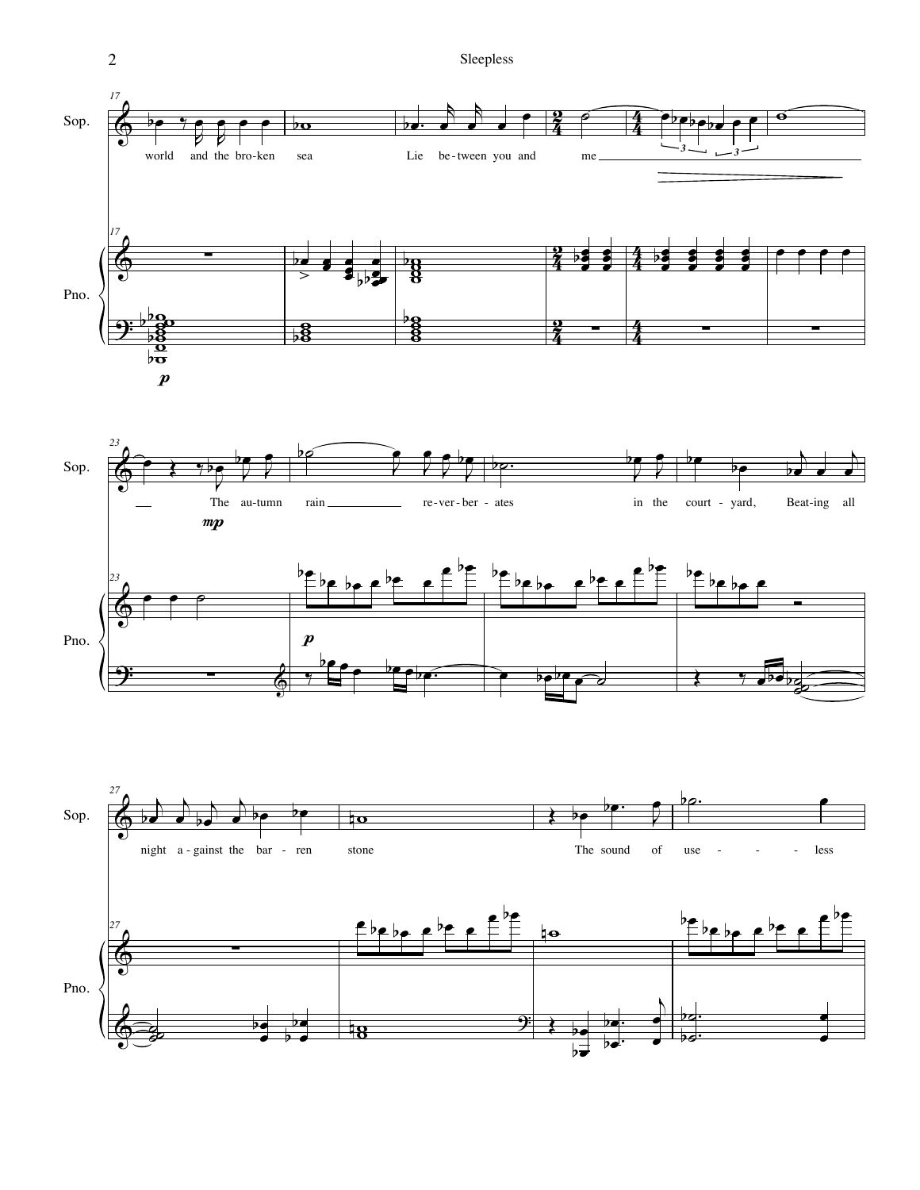Sop.

world and the bro-ken sea Lie be-tween you and me

The au-tumn rain re-ver-ber-ates in the court-yard, Beat-ing all

night a-gainst the bar-ren stone The sound of use - - - - less

Pno.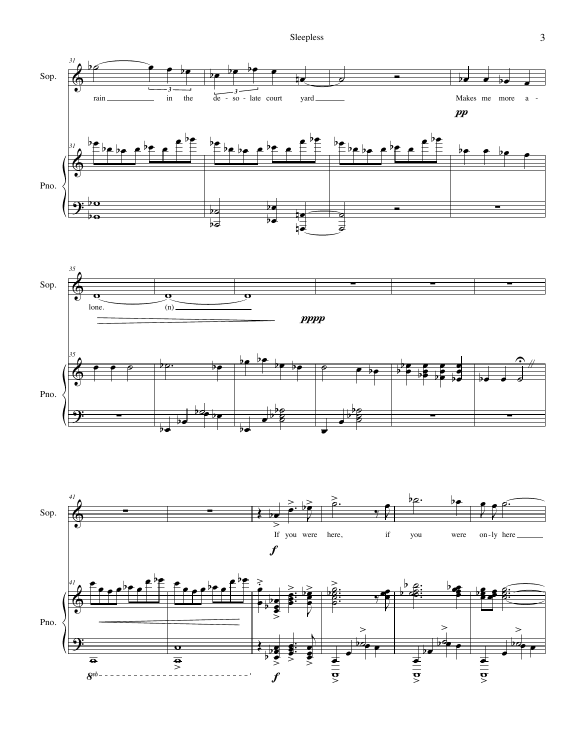Sop.

rain in the de - so - late court yard Makes me more a - lone. (n)

*pp* *pppp*

Pno.

Sop.

If you were here, if you were on - ly here

*f*

Pno.

*f*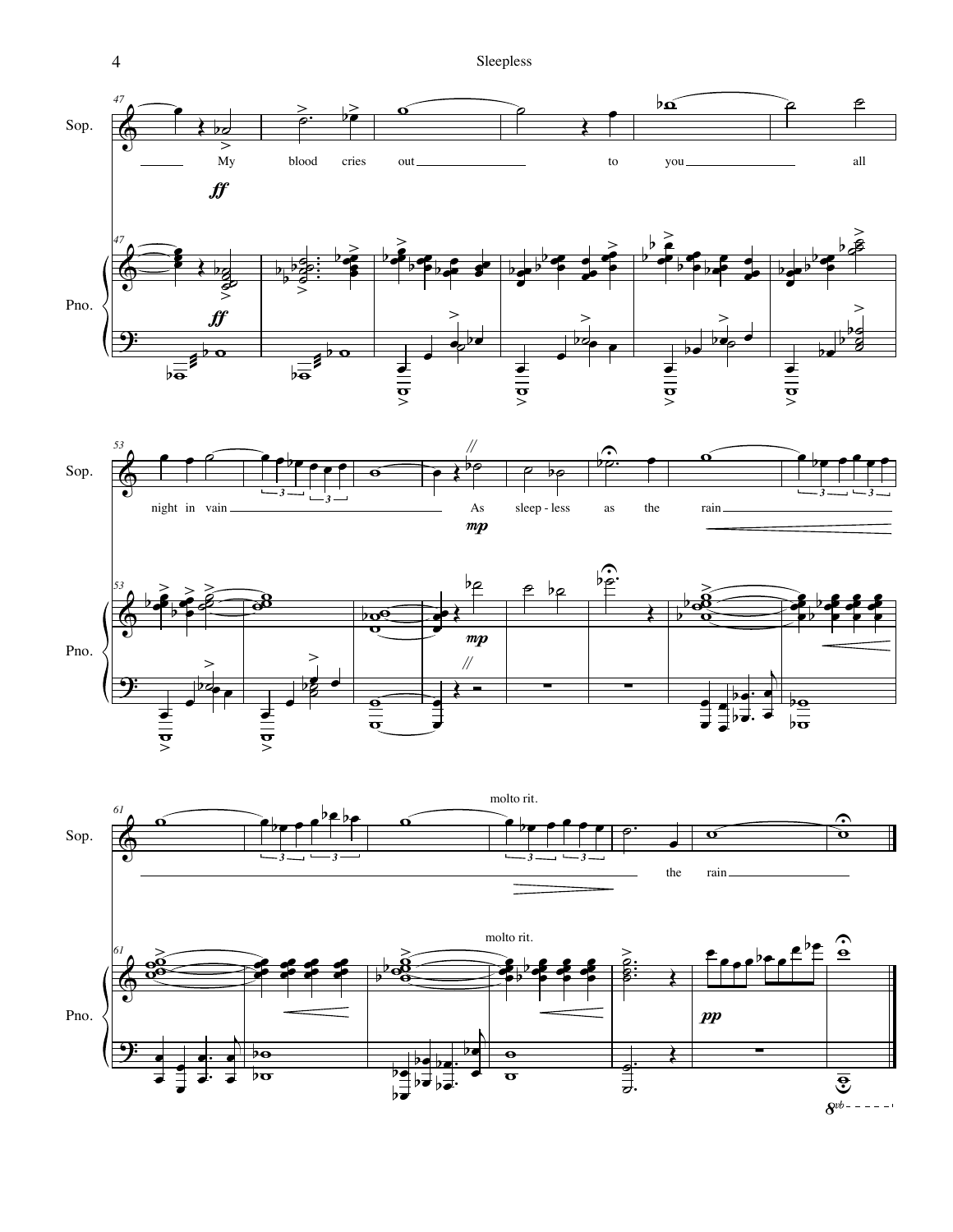Sop.

Pno.

My blood cries out to you all night in vain

*ff*

As sleep - less as the rain

*mp*

molto rit.

the rain

*pp*

8vb